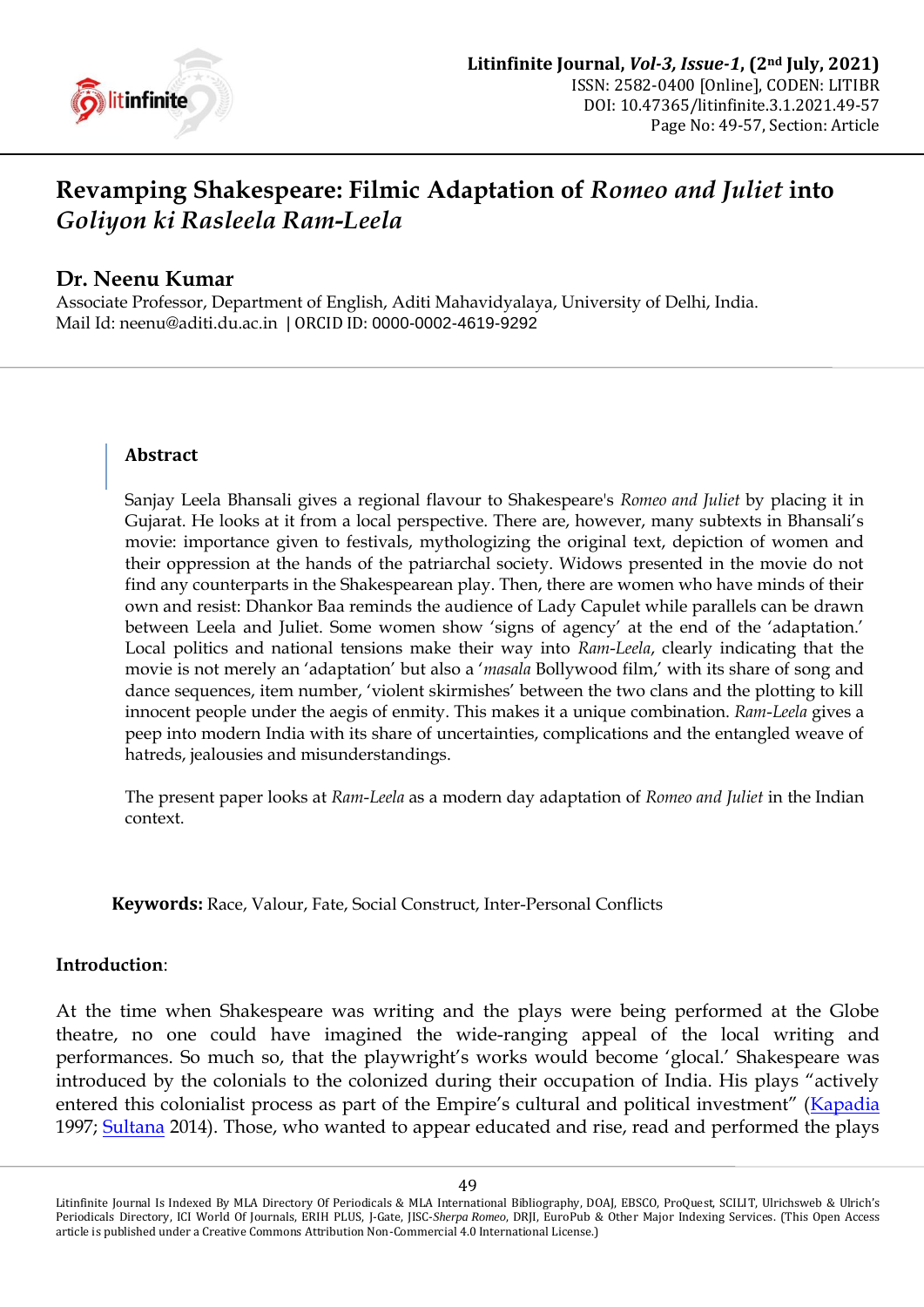# Revamping Shakespeare: Filmic Adaptation of *Romeo and Juliet* into *Goliyon ki Rasleela Ram-Leela*

## Dr. Neenu Kumar

Associate Professor, Department of English, Aditi Mahavidyalaya, University of Delhi, India.
Mail Id: neenu@aditi.du.ac.in | ORCID ID: 0000-0002-4619-9292

### Abstract

Sanjay Leela Bhansali gives a regional flavour to Shakespeare's *Romeo and Juliet* by placing it in Gujarat. He looks at it from a local perspective. There are, however, many subtexts in Bhansali's movie: importance given to festivals, mythologizing the original text, depiction of women and their oppression at the hands of the patriarchal society. Widows presented in the movie do not find any counterparts in the Shakespearean play. Then, there are women who have minds of their own and resist: Dhankor Baa reminds the audience of Lady Capulet while parallels can be drawn between Leela and Juliet. Some women show 'signs of agency' at the end of the 'adaptation.' Local politics and national tensions make their way into *Ram-Leela*, clearly indicating that the movie is not merely an 'adaptation' but also a '*masala* Bollywood film,' with its share of song and dance sequences, item number, 'violent skirmishes' between the two clans and the plotting to kill innocent people under the aegis of enmity. This makes it a unique combination. *Ram-Leela* gives a peep into modern India with its share of uncertainties, complications and the entangled weave of hatreds, jealousies and misunderstandings.

The present paper looks at *Ram-Leela* as a modern day adaptation of *Romeo and Juliet* in the Indian context.

**Keywords:** Race, Valour, Fate, Social Construct, Inter-Personal Conflicts

**Introduction**:

At the time when Shakespeare was writing and the plays were being performed at the Globe theatre, no one could have imagined the wide-ranging appeal of the local writing and performances. So much so, that the playwright's works would become 'glocal.' Shakespeare was introduced by the colonials to the colonized during their occupation of India. His plays "actively entered this colonialist process as part of the Empire's cultural and political investment" (Kapadia 1997; Sultana 2014). Those, who wanted to appear educated and rise, read and performed the plays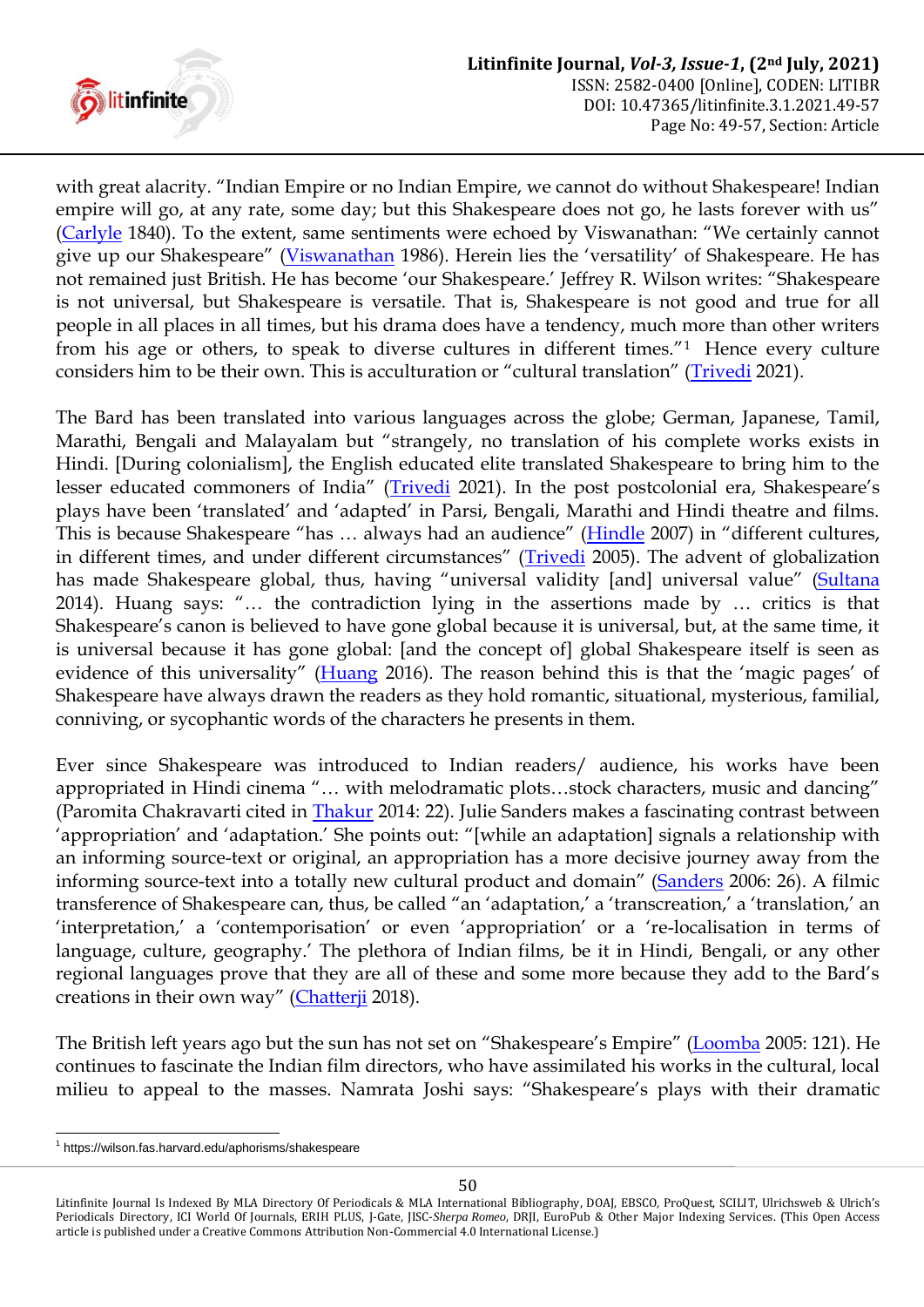with great alacrity. “Indian Empire or no Indian Empire, we cannot do without Shakespeare! Indian empire will go, at any rate, some day; but this Shakespeare does not go, he lasts forever with us” (Carlyle 1840). To the extent, same sentiments were echoed by Viswanathan: “We certainly cannot give up our Shakespeare” (Viswanathan 1986). Herein lies the ‘versatility’ of Shakespeare. He has not remained just British. He has become ‘our Shakespeare.’ Jeffrey R. Wilson writes: “Shakespeare is not universal, but Shakespeare is versatile. That is, Shakespeare is not good and true for all people in all places in all times, but his drama does have a tendency, much more than other writers from his age or others, to speak to diverse cultures in different times.”[1] Hence every culture considers him to be their own. This is acculturation or “cultural translation” (Trivedi 2021).

The Bard has been translated into various languages across the globe; German, Japanese, Tamil, Marathi, Bengali and Malayalam but “strangely, no translation of his complete works exists in Hindi. [During colonialism], the English educated elite translated Shakespeare to bring him to the lesser educated commoners of India” (Trivedi 2021). In the post postcolonial era, Shakespeare’s plays have been ‘translated’ and ‘adapted’ in Parsi, Bengali, Marathi and Hindi theatre and films. This is because Shakespeare “has … always had an audience” (Hindle 2007) in “different cultures, in different times, and under different circumstances” (Trivedi 2005). The advent of globalization has made Shakespeare global, thus, having “universal validity [and] universal value” (Sultana 2014). Huang says: “… the contradiction lying in the assertions made by … critics is that Shakespeare’s canon is believed to have gone global because it is universal, but, at the same time, it is universal because it has gone global: [and the concept of] global Shakespeare itself is seen as evidence of this universality” (Huang 2016). The reason behind this is that the ‘magic pages’ of Shakespeare have always drawn the readers as they hold romantic, situational, mysterious, familial, conniving, or sycophantic words of the characters he presents in them.

Ever since Shakespeare was introduced to Indian readers/ audience, his works have been appropriated in Hindi cinema “… with melodramatic plots…stock characters, music and dancing” (Paromita Chakravarti cited in Thakur 2014: 22). Julie Sanders makes a fascinating contrast between ‘appropriation’ and ‘adaptation.’ She points out: “[while an adaptation] signals a relationship with an informing source-text or original, an appropriation has a more decisive journey away from the informing source-text into a totally new cultural product and domain” (Sanders 2006: 26). A filmic transference of Shakespeare can, thus, be called “an ‘adaptation,’ a ‘transcreation,’ a ‘translation,’ an ‘interpretation,’ a ‘contemporisation’ or even ‘appropriation’ or a ‘re-localisation in terms of language, culture, geography.’ The plethora of Indian films, be it in Hindi, Bengali, or any other regional languages prove that they are all of these and some more because they add to the Bard’s creations in their own way” (Chatterji 2018).

The British left years ago but the sun has not set on “Shakespeare’s Empire” (Loomba 2005: 121). He continues to fascinate the Indian film directors, who have assimilated his works in the cultural, local milieu to appeal to the masses. Namrata Joshi says: “Shakespeare’s plays with their dramatic

---

[1] https://wilson.fas.harvard.edu/aphorisms/shakespeare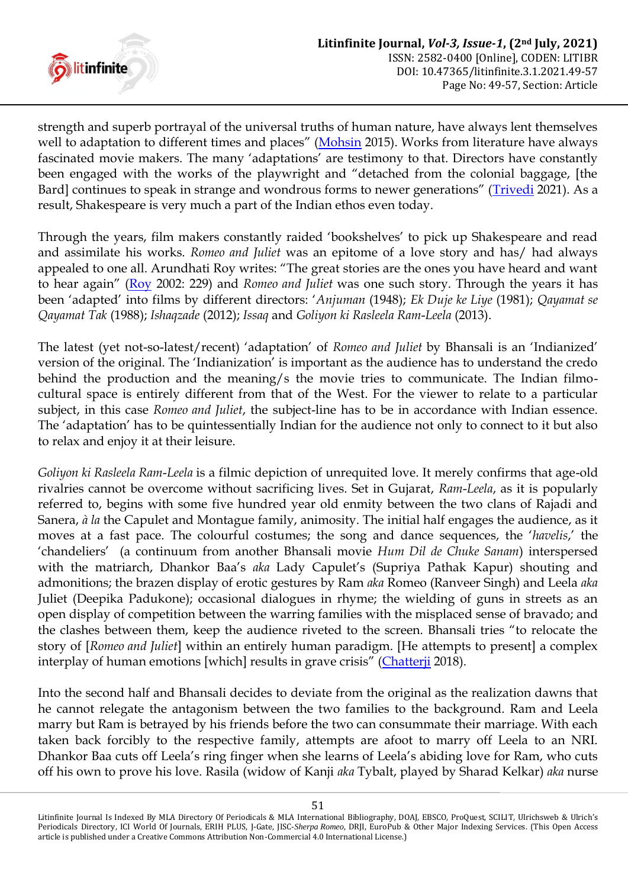strength and superb portrayal of the universal truths of human nature, have always lent themselves well to adaptation to different times and places" (Mohsin 2015). Works from literature have always fascinated movie makers. The many 'adaptations' are testimony to that. Directors have constantly been engaged with the works of the playwright and "detached from the colonial baggage, [the Bard] continues to speak in strange and wondrous forms to newer generations" (Trivedi 2021). As a result, Shakespeare is very much a part of the Indian ethos even today.

Through the years, film makers constantly raided 'bookshelves' to pick up Shakespeare and read and assimilate his works. *Romeo and Juliet* was an epitome of a love story and has/ had always appealed to one all. Arundhati Roy writes: "The great stories are the ones you have heard and want to hear again" (Roy 2002: 229) and *Romeo and Juliet* was one such story. Through the years it has been 'adapted' into films by different directors: '*Anjuman* (1948); *Ek Duje ke Liye* (1981); *Qayamat se Qayamat Tak* (1988); *Ishaqzade* (2012); *Issaq* and *Goliyon ki Rasleela Ram-Leela* (2013).

The latest (yet not-so-latest/recent) 'adaptation' of *Romeo and Juliet* by Bhansali is an 'Indianized' version of the original. The 'Indianization' is important as the audience has to understand the credo behind the production and the meaning/s the movie tries to communicate. The Indian filmo-cultural space is entirely different from that of the West. For the viewer to relate to a particular subject, in this case *Romeo and Juliet*, the subject-line has to be in accordance with Indian essence. The 'adaptation' has to be quintessentially Indian for the audience not only to connect to it but also to relax and enjoy it at their leisure.

*Goliyon ki Rasleela Ram-Leela* is a filmic depiction of unrequited love. It merely confirms that age-old rivalries cannot be overcome without sacrificing lives. Set in Gujarat, *Ram-Leela*, as it is popularly referred to, begins with some five hundred year old enmity between the two clans of Rajadi and Sanera, *à la* the Capulet and Montague family, animosity. The initial half engages the audience, as it moves at a fast pace. The colourful costumes; the song and dance sequences, the '*havelis*,' the 'chandeliers' (a continuum from another Bhansali movie *Hum Dil de Chuke Sanam*) interspersed with the matriarch, Dhankor Baa's *aka* Lady Capulet's (Supriya Pathak Kapur) shouting and admonitions; the brazen display of erotic gestures by Ram *aka* Romeo (Ranveer Singh) and Leela *aka* Juliet (Deepika Padukone); occasional dialogues in rhyme; the wielding of guns in streets as an open display of competition between the warring families with the misplaced sense of bravado; and the clashes between them, keep the audience riveted to the screen. Bhansali tries "to relocate the story of [*Romeo and Juliet*] within an entirely human paradigm. [He attempts to present] a complex interplay of human emotions [which] results in grave crisis" (Chatterji 2018).

Into the second half and Bhansali decides to deviate from the original as the realization dawns that he cannot relegate the antagonism between the two families to the background. Ram and Leela marry but Ram is betrayed by his friends before the two can consummate their marriage. With each taken back forcibly to the respective family, attempts are afoot to marry off Leela to an NRI. Dhankor Baa cuts off Leela's ring finger when she learns of Leela's abiding love for Ram, who cuts off his own to prove his love. Rasila (widow of Kanji *aka* Tybalt, played by Sharad Kelkar) *aka* nurse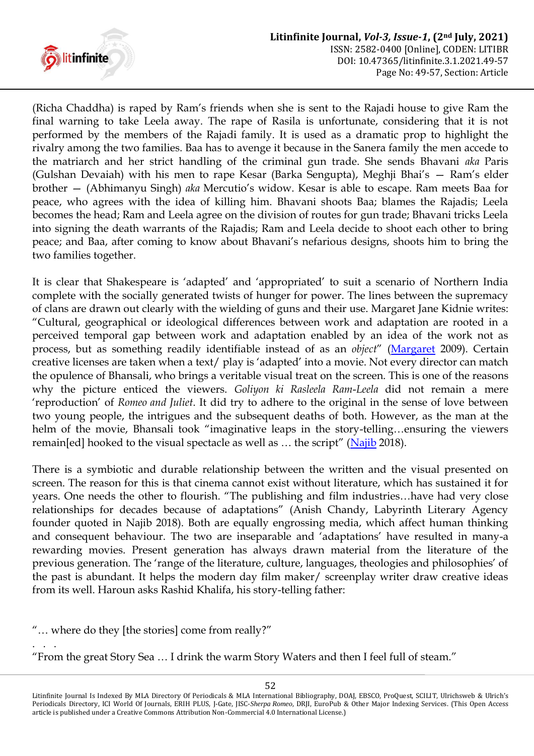(Richa Chaddha) is raped by Ram's friends when she is sent to the Rajadi house to give Ram the final warning to take Leela away. The rape of Rasila is unfortunate, considering that it is not performed by the members of the Rajadi family. It is used as a dramatic prop to highlight the rivalry among the two families. Baa has to avenge it because in the Sanera family the men accede to the matriarch and her strict handling of the criminal gun trade. She sends Bhavani *aka* Paris (Gulshan Devaiah) with his men to rape Kesar (Barka Sengupta), Meghji Bhai's — Ram's elder brother — (Abhimanyu Singh) *aka* Mercutio's widow. Kesar is able to escape. Ram meets Baa for peace, who agrees with the idea of killing him. Bhavani shoots Baa; blames the Rajadis; Leela becomes the head; Ram and Leela agree on the division of routes for gun trade; Bhavani tricks Leela into signing the death warrants of the Rajadis; Ram and Leela decide to shoot each other to bring peace; and Baa, after coming to know about Bhavani's nefarious designs, shoots him to bring the two families together.

It is clear that Shakespeare is 'adapted' and 'appropriated' to suit a scenario of Northern India complete with the socially generated twists of hunger for power. The lines between the supremacy of clans are drawn out clearly with the wielding of guns and their use. Margaret Jane Kidnie writes: "Cultural, geographical or ideological differences between work and adaptation are rooted in a perceived temporal gap between work and adaptation enabled by an idea of the work not as process, but as something readily identifiable instead of as an *object*" (Margaret 2009). Certain creative licenses are taken when a text/ play is 'adapted' into a movie. Not every director can match the opulence of Bhansali, who brings a veritable visual treat on the screen. This is one of the reasons why the picture enticed the viewers. *Goliyon ki Rasleela Ram-Leela* did not remain a mere 'reproduction' of *Romeo and Juliet*. It did try to adhere to the original in the sense of love between two young people, the intrigues and the subsequent deaths of both. However, as the man at the helm of the movie, Bhansali took "imaginative leaps in the story-telling…ensuring the viewers remain[ed] hooked to the visual spectacle as well as … the script" (Najib 2018).

There is a symbiotic and durable relationship between the written and the visual presented on screen. The reason for this is that cinema cannot exist without literature, which has sustained it for years. One needs the other to flourish. "The publishing and film industries…have had very close relationships for decades because of adaptations" (Anish Chandy, Labyrinth Literary Agency founder quoted in Najib 2018). Both are equally engrossing media, which affect human thinking and consequent behaviour. The two are inseparable and 'adaptations' have resulted in many-a rewarding movies. Present generation has always drawn material from the literature of the previous generation. The 'range of the literature, culture, languages, theologies and philosophies' of the past is abundant. It helps the modern day film maker/ screenplay writer draw creative ideas from its well. Haroun asks Rashid Khalifa, his story-telling father:

"… where do they [the stories] come from really?"

. . .

"From the great Story Sea … I drink the warm Story Waters and then I feel full of steam."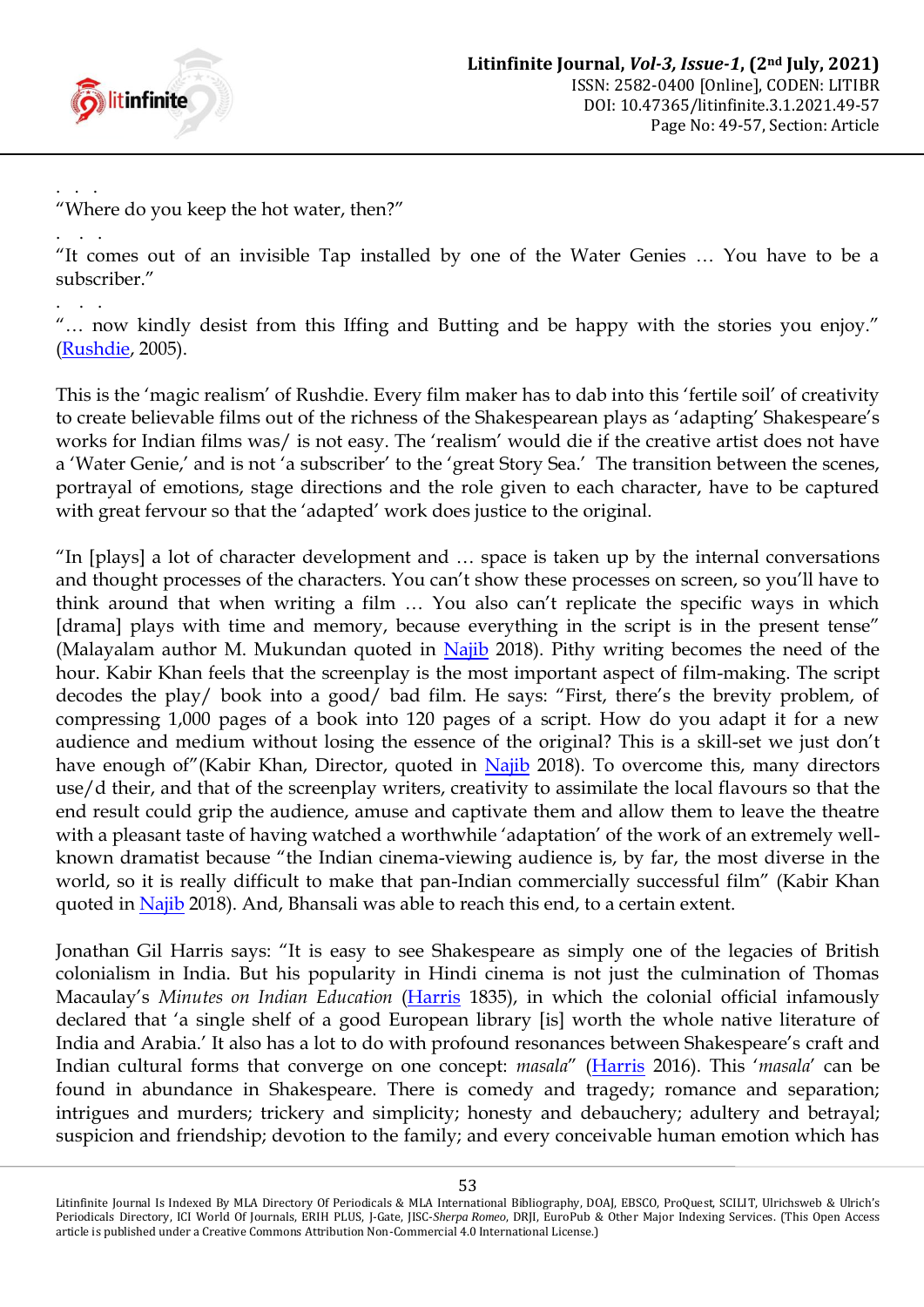. . .

"Where do you keep the hot water, then?"

. . .

"It comes out of an invisible Tap installed by one of the Water Genies … You have to be a subscriber."

. . .

"… now kindly desist from this Iffing and Butting and be happy with the stories you enjoy." (Rushdie, 2005).

This is the 'magic realism' of Rushdie. Every film maker has to dab into this 'fertile soil' of creativity to create believable films out of the richness of the Shakespearean plays as 'adapting' Shakespeare's works for Indian films was/ is not easy. The 'realism' would die if the creative artist does not have a 'Water Genie,' and is not 'a subscriber' to the 'great Story Sea.' The transition between the scenes, portrayal of emotions, stage directions and the role given to each character, have to be captured with great fervour so that the 'adapted' work does justice to the original.

"In [plays] a lot of character development and … space is taken up by the internal conversations and thought processes of the characters. You can't show these processes on screen, so you'll have to think around that when writing a film … You also can't replicate the specific ways in which [drama] plays with time and memory, because everything in the script is in the present tense" (Malayalam author M. Mukundan quoted in Najib 2018). Pithy writing becomes the need of the hour. Kabir Khan feels that the screenplay is the most important aspect of film-making. The script decodes the play/ book into a good/ bad film. He says: "First, there's the brevity problem, of compressing 1,000 pages of a book into 120 pages of a script. How do you adapt it for a new audience and medium without losing the essence of the original? This is a skill-set we just don't have enough of"(Kabir Khan, Director, quoted in Najib 2018). To overcome this, many directors use/d their, and that of the screenplay writers, creativity to assimilate the local flavours so that the end result could grip the audience, amuse and captivate them and allow them to leave the theatre with a pleasant taste of having watched a worthwhile 'adaptation' of the work of an extremely well-known dramatist because "the Indian cinema-viewing audience is, by far, the most diverse in the world, so it is really difficult to make that pan-Indian commercially successful film" (Kabir Khan quoted in Najib 2018). And, Bhansali was able to reach this end, to a certain extent.

Jonathan Gil Harris says: "It is easy to see Shakespeare as simply one of the legacies of British colonialism in India. But his popularity in Hindi cinema is not just the culmination of Thomas Macaulay's *Minutes on Indian Education* (Harris 1835), in which the colonial official infamously declared that 'a single shelf of a good European library [is] worth the whole native literature of India and Arabia.' It also has a lot to do with profound resonances between Shakespeare's craft and Indian cultural forms that converge on one concept: *masala*" (Harris 2016). This '*masala*' can be found in abundance in Shakespeare. There is comedy and tragedy; romance and separation; intrigues and murders; trickery and simplicity; honesty and debauchery; adultery and betrayal; suspicion and friendship; devotion to the family; and every conceivable human emotion which has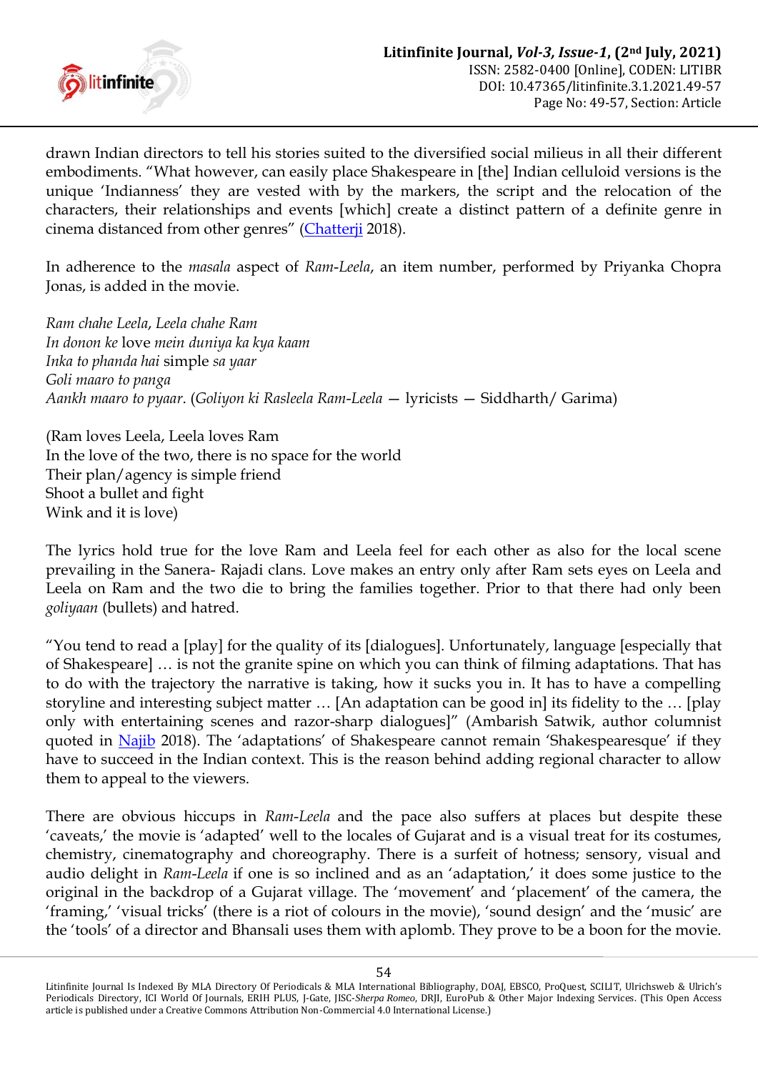drawn Indian directors to tell his stories suited to the diversified social milieus in all their different embodiments. "What however, can easily place Shakespeare in [the] Indian celluloid versions is the unique 'Indianness' they are vested with by the markers, the script and the relocation of the characters, their relationships and events [which] create a distinct pattern of a definite genre in cinema distanced from other genres" (Chatterji 2018).

In adherence to the *masala* aspect of *Ram-Leela*, an item number, performed by Priyanka Chopra Jonas, is added in the movie.

*Ram chahe Leela, Leela chahe Ram*
*In donon ke* love *mein duniya ka kya kaam*
*Inka to phanda hai* simple *sa yaar*
*Goli maaro to panga*
*Aankh maaro to pyaar*. (*Goliyon ki Rasleela Ram-Leela* — lyricists — Siddharth/ Garima)

(Ram loves Leela, Leela loves Ram
In the love of the two, there is no space for the world
Their plan/agency is simple friend
Shoot a bullet and fight
Wink and it is love)

The lyrics hold true for the love Ram and Leela feel for each other as also for the local scene prevailing in the Sanera- Rajadi clans. Love makes an entry only after Ram sets eyes on Leela and Leela on Ram and the two die to bring the families together. Prior to that there had only been *goliyaan* (bullets) and hatred.

"You tend to read a [play] for the quality of its [dialogues]. Unfortunately, language [especially that of Shakespeare] … is not the granite spine on which you can think of filming adaptations. That has to do with the trajectory the narrative is taking, how it sucks you in. It has to have a compelling storyline and interesting subject matter … [An adaptation can be good in] its fidelity to the … [play only with entertaining scenes and razor-sharp dialogues]" (Ambarish Satwik, author columnist quoted in Najib 2018). The 'adaptations' of Shakespeare cannot remain 'Shakespearesque' if they have to succeed in the Indian context. This is the reason behind adding regional character to allow them to appeal to the viewers.

There are obvious hiccups in *Ram-Leela* and the pace also suffers at places but despite these 'caveats,' the movie is 'adapted' well to the locales of Gujarat and is a visual treat for its costumes, chemistry, cinematography and choreography. There is a surfeit of hotness; sensory, visual and audio delight in *Ram-Leela* if one is so inclined and as an 'adaptation,' it does some justice to the original in the backdrop of a Gujarat village. The 'movement' and 'placement' of the camera, the 'framing,' 'visual tricks' (there is a riot of colours in the movie), 'sound design' and the 'music' are the 'tools' of a director and Bhansali uses them with aplomb. They prove to be a boon for the movie.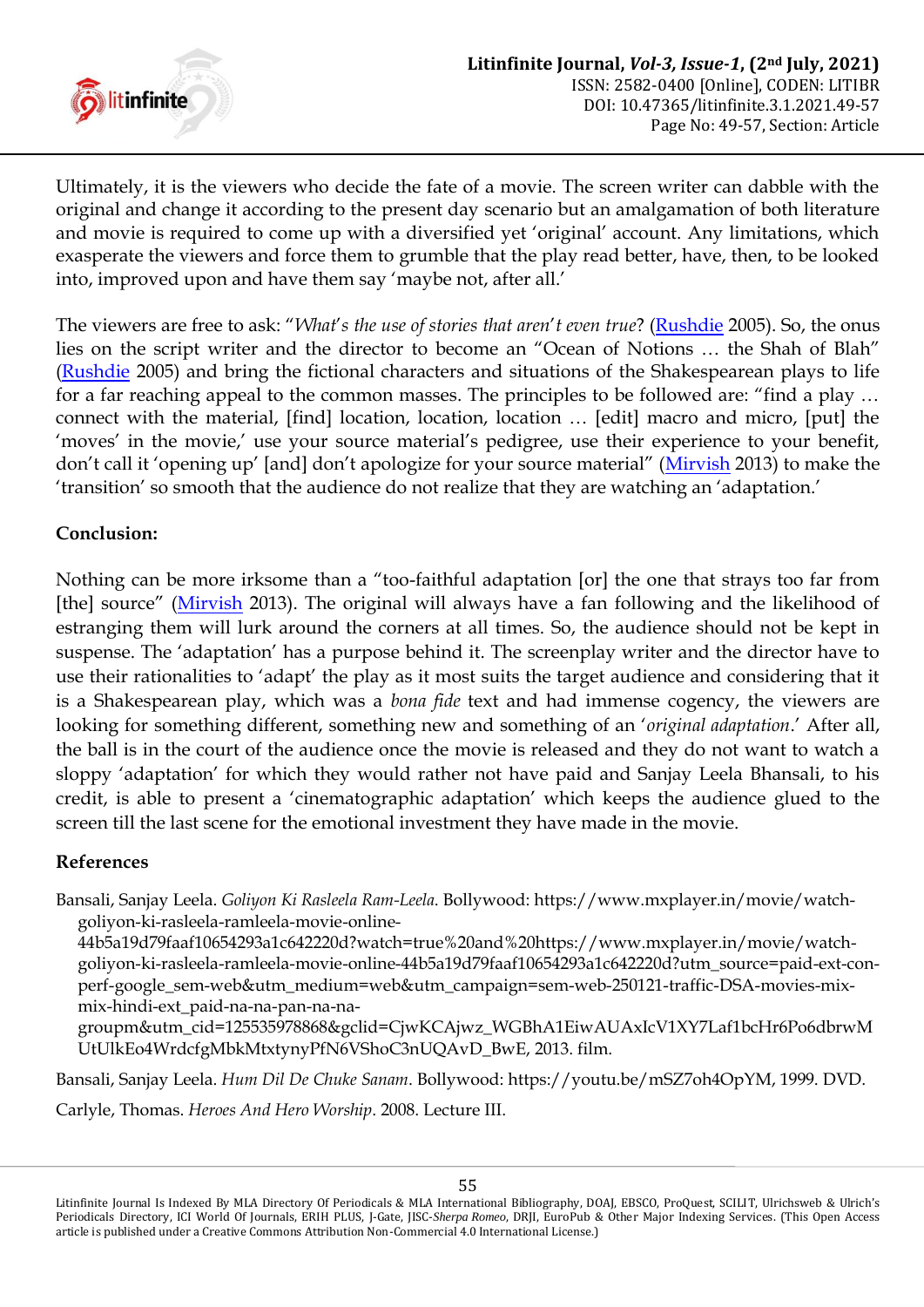Ultimately, it is the viewers who decide the fate of a movie. The screen writer can dabble with the original and change it according to the present day scenario but an amalgamation of both literature and movie is required to come up with a diversified yet 'original' account. Any limitations, which exasperate the viewers and force them to grumble that the play read better, have, then, to be looked into, improved upon and have them say 'maybe not, after all.'

The viewers are free to ask: "*What's the use of stories that aren't even true*? (Rushdie 2005). So, the onus lies on the script writer and the director to become an "Ocean of Notions … the Shah of Blah" (Rushdie 2005) and bring the fictional characters and situations of the Shakespearean plays to life for a far reaching appeal to the common masses. The principles to be followed are: "find a play … connect with the material, [find] location, location, location … [edit] macro and micro, [put] the 'moves' in the movie,' use your source material's pedigree, use their experience to your benefit, don't call it 'opening up' [and] don't apologize for your source material" (Mirvish 2013) to make the 'transition' so smooth that the audience do not realize that they are watching an 'adaptation.'

**Conclusion:**

Nothing can be more irksome than a "too-faithful adaptation [or] the one that strays too far from [the] source" (Mirvish 2013). The original will always have a fan following and the likelihood of estranging them will lurk around the corners at all times. So, the audience should not be kept in suspense. The 'adaptation' has a purpose behind it. The screenplay writer and the director have to use their rationalities to 'adapt' the play as it most suits the target audience and considering that it is a Shakespearean play, which was a *bona fide* text and had immense cogency, the viewers are looking for something different, something new and something of an '*original adaptation*.' After all, the ball is in the court of the audience once the movie is released and they do not want to watch a sloppy 'adaptation' for which they would rather not have paid and Sanjay Leela Bhansali, to his credit, is able to present a 'cinematographic adaptation' which keeps the audience glued to the screen till the last scene for the emotional investment they have made in the movie.

**References**

Bansali, Sanjay Leela. *Goliyon Ki Rasleela Ram-Leela*. Bollywood: https://www.mxplayer.in/movie/watch-goliyon-ki-rasleela-ramleela-movie-online-44b5a19d79faaf10654293a1c642220d?watch=true%20and%20https://www.mxplayer.in/movie/watch-goliyon-ki-rasleela-ramleela-movie-online-44b5a19d79faaf10654293a1c642220d?utm_source=paid-ext-con-perf-google_sem-web&utm_medium=web&utm_campaign=sem-web-250121-traffic-DSA-movies-mix-mix-hindi-ext_paid-na-na-pan-na-na-groupm&utm_cid=125535978868&gclid=CjwKCAjwz_WGBhA1EiwAUAxIcV1XY7Laf1bcHr6Po6dbrwMUtUlkEo4WrdcfgMbkMtxtynyPfN6VShoC3nUQAvD_BwE, 2013. film.

Bansali, Sanjay Leela. *Hum Dil De Chuke Sanam*. Bollywood: https://youtu.be/mSZ7oh4OpYM, 1999. DVD.

Carlyle, Thomas. *Heroes And Hero Worship*. 2008. Lecture III.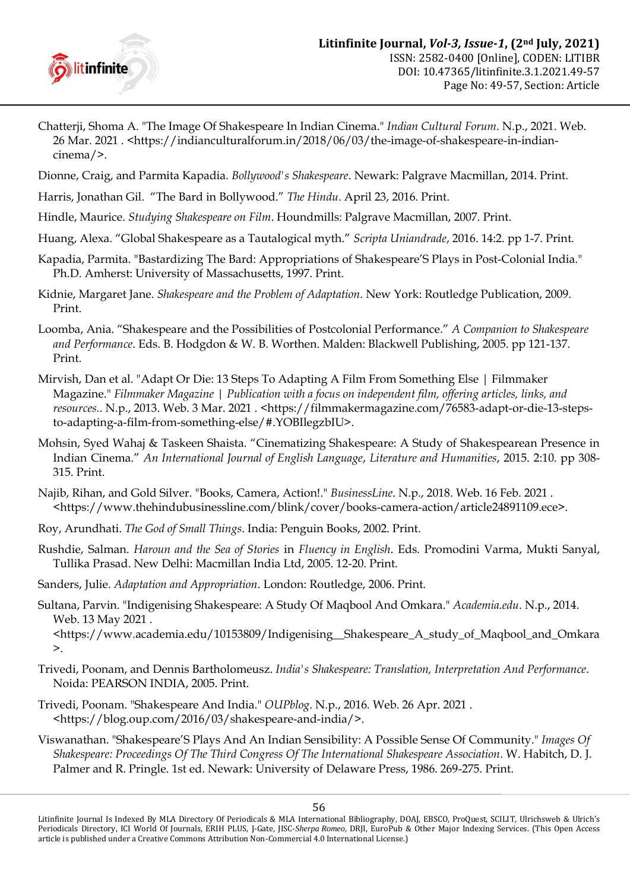Chatterji, Shoma A. "The Image Of Shakespeare In Indian Cinema." *Indian Cultural Forum*. N.p., 2021. Web. 26 Mar. 2021 . <https://indianculturalforum.in/2018/06/03/the-image-of-shakespeare-in-indian-cinema/>.

Dionne, Craig, and Parmita Kapadia. *Bollywood's Shakespeare*. Newark: Palgrave Macmillan, 2014. Print.

Harris, Jonathan Gil. "The Bard in Bollywood." *The Hindu*. April 23, 2016. Print.

Hindle, Maurice. *Studying Shakespeare on Film*. Houndmills: Palgrave Macmillan, 2007. Print.

Huang, Alexa. "Global Shakespeare as a Tautalogical myth." *Scripta Uniandrade*, 2016. 14:2. pp 1-7. Print.

Kapadia, Parmita. "Bastardizing The Bard: Appropriations of Shakespeare'S Plays in Post-Colonial India." Ph.D. Amherst: University of Massachusetts, 1997. Print.

Kidnie, Margaret Jane. *Shakespeare and the Problem of Adaptation*. New York: Routledge Publication, 2009. Print.

Loomba, Ania. "Shakespeare and the Possibilities of Postcolonial Performance." *A Companion to Shakespeare and Performance*. Eds. B. Hodgdon & W. B. Worthen. Malden: Blackwell Publishing, 2005. pp 121-137. Print.

Mirvish, Dan et al. "Adapt Or Die: 13 Steps To Adapting A Film From Something Else | Filmmaker Magazine." *Filmmaker Magazine | Publication with a focus on independent film, offering articles, links, and resources.*. N.p., 2013. Web. 3 Mar. 2021 . <https://filmmakermagazine.com/76583-adapt-or-die-13-steps-to-adapting-a-film-from-something-else/#.YOBIlegzbIU>.

Mohsin, Syed Wahaj & Taskeen Shaista. "Cinematizing Shakespeare: A Study of Shakespearean Presence in Indian Cinema." *An International Journal of English Language, Literature and Humanities*, 2015. 2:10. pp 308-315. Print.

Najib, Rihan, and Gold Silver. "Books, Camera, Action!." *BusinessLine*. N.p., 2018. Web. 16 Feb. 2021 . <https://www.thehindubusinessline.com/blink/cover/books-camera-action/article24891109.ece>.

Roy, Arundhati. *The God of Small Things*. India: Penguin Books, 2002. Print.

Rushdie, Salman. *Haroun and the Sea of Stories* in *Fluency in English*. Eds. Promodini Varma, Mukti Sanyal, Tullika Prasad. New Delhi: Macmillan India Ltd, 2005. 12-20. Print.

Sanders, Julie. *Adaptation and Appropriation*. London: Routledge, 2006. Print.

Sultana, Parvin. "Indigenising Shakespeare: A Study Of Maqbool And Omkara." *Academia.edu*. N.p., 2014. Web. 13 May 2021 . <https://www.academia.edu/10153809/Indigenising__Shakespeare_A_study_of_Maqbool_and_Omkara>.

Trivedi, Poonam, and Dennis Bartholomeusz. *India's Shakespeare: Translation, Interpretation And Performance*. Noida: PEARSON INDIA, 2005. Print.

Trivedi, Poonam. "Shakespeare And India." *OUPblog*. N.p., 2016. Web. 26 Apr. 2021 . <https://blog.oup.com/2016/03/shakespeare-and-india/>.

Viswanathan. "Shakespeare'S Plays And An Indian Sensibility: A Possible Sense Of Community." *Images Of Shakespeare: Proceedings Of The Third Congress Of The International Shakespeare Association*. W. Habitch, D. J. Palmer and R. Pringle. 1st ed. Newark: University of Delaware Press, 1986. 269-275. Print.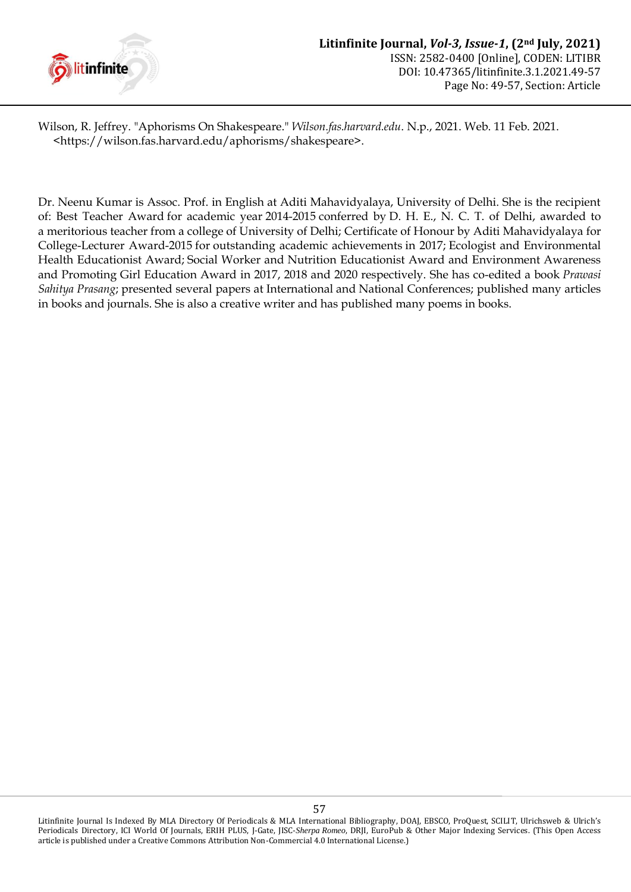Wilson, R. Jeffrey. "Aphorisms On Shakespeare." *Wilson.fas.harvard.edu*. N.p., 2021. Web. 11 Feb. 2021. <https://wilson.fas.harvard.edu/aphorisms/shakespeare>.

Dr. Neenu Kumar is Assoc. Prof. in English at Aditi Mahavidyalaya, University of Delhi. She is the recipient of: Best Teacher Award for academic year 2014-2015 conferred by D. H. E., N. C. T. of Delhi, awarded to a meritorious teacher from a college of University of Delhi; Certificate of Honour by Aditi Mahavidyalaya for College-Lecturer Award-2015 for outstanding academic achievements in 2017; Ecologist and Environmental Health Educationist Award; Social Worker and Nutrition Educationist Award and Environment Awareness and Promoting Girl Education Award in 2017, 2018 and 2020 respectively. She has co-edited a book *Prawasi Sahitya Prasang*; presented several papers at International and National Conferences; published many articles in books and journals. She is also a creative writer and has published many poems in books.